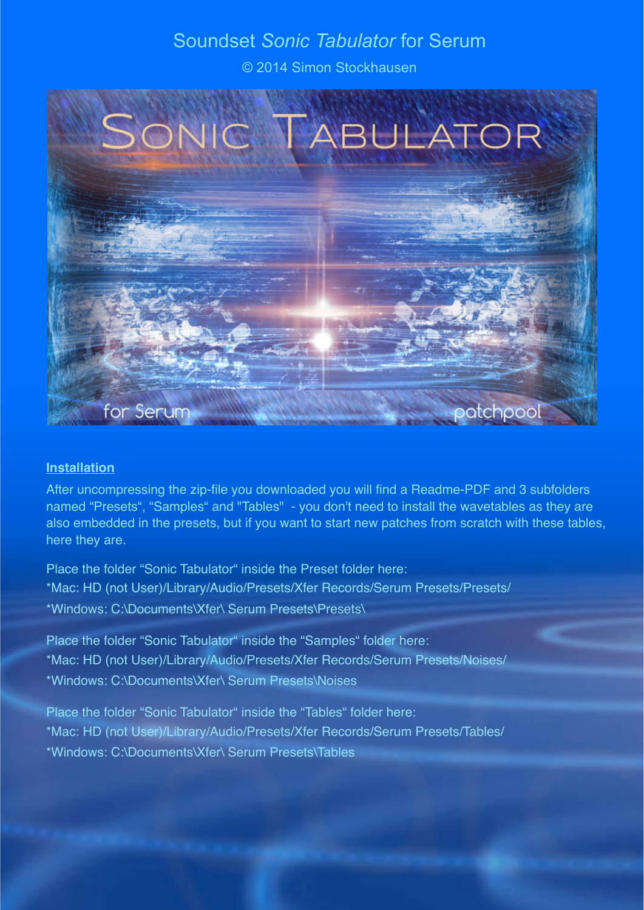# Soundset *Sonic Tabulator* for Serum

© 2014 Simon Stockhausen

## Installation

After uncompressing the zip-file you downloaded you will find a Readme-PDF and 3 subfolders named “Presets“, “Samples“ and "Tables"  - you don't need to install the wavetables as they are also embedded in the presets, but if you want to start new patches from scratch with these tables, here they are.

Place the folder “Sonic Tabulator“ inside the Preset folder here:

*Mac: HD (not User)/Library/Audio/Presets/Xfer Records/Serum Presets/Presets/

*Windows: C:\Documents\Xfer\ Serum Presets\Presets\

Place the folder “Sonic Tabulator“ inside the “Samples“ folder here:

*Mac: HD (not User)/Library/Audio/Presets/Xfer Records/Serum Presets/Noises/

*Windows: C:\Documents\Xfer\ Serum Presets\Noises

Place the folder “Sonic Tabulator“ inside the “Tables“ folder here:

*Mac: HD (not User)/Library/Audio/Presets/Xfer Records/Serum Presets/Tables/

*Windows: C:\Documents\Xfer\ Serum Presets\Tables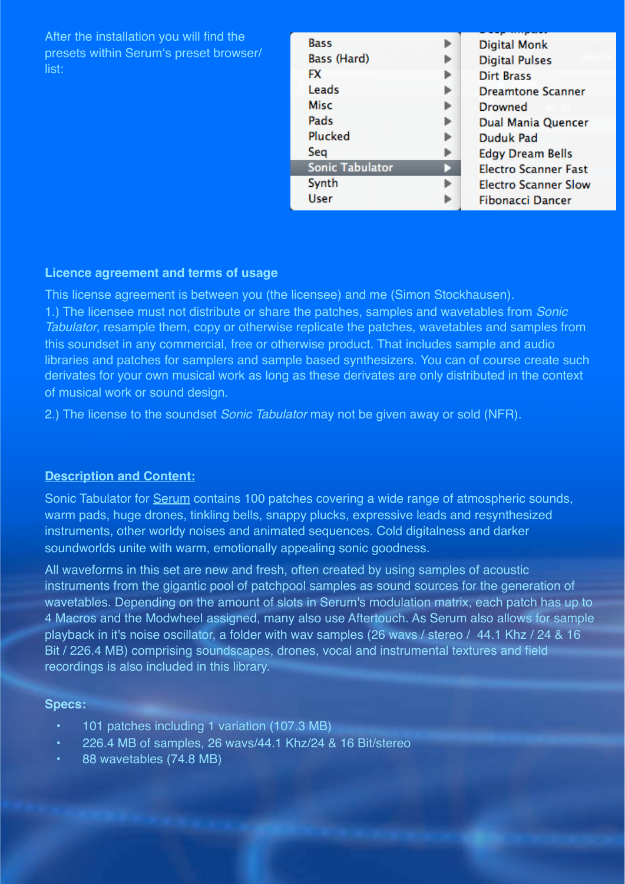After the installation you will find the presets within Serum's preset browser/ list:

| | |
|---|---|
| Bass ▶ | Digital Monk |
| Bass (Hard) ▶ | Digital Pulses |
| FX ▶ | Dirt Brass |
| Leads ▶ | Dreamtone Scanner |
| Misc ▶ | Drowned |
| Pads ▶ | Dual Mania Quencer |
| Plucked ▶ | Duduk Pad |
| Seq ▶ | Edgy Dream Bells |
| Sonic Tabulator ▶ | Electro Scanner Fast |
| Synth ▶ | Electro Scanner Slow |
| User ▶ | Fibonacci Dancer |

**Licence agreement and terms of usage**

This license agreement is between you (the licensee) and me (Simon Stockhausen).
1.) The licensee must not distribute or share the patches, samples and wavetables from *Sonic Tabulator*, resample them, copy or otherwise replicate the patches, wavetables and samples from this soundset in any commercial, free or otherwise product. That includes sample and audio libraries and patches for samplers and sample based synthesizers. You can of course create such derivates for your own musical work as long as these derivates are only distributed in the context of musical work or sound design.

2.) The license to the soundset *Sonic Tabulator* may not be given away or sold (NFR).

**Description and Content:**

Sonic Tabulator for Serum contains 100 patches covering a wide range of atmospheric sounds, warm pads, huge drones, tinkling bells, snappy plucks, expressive leads and resynthesized instruments, other worldy noises and animated sequences. Cold digitalness and darker soundworlds unite with warm, emotionally appealing sonic goodness.

All waveforms in this set are new and fresh, often created by using samples of acoustic instruments from the gigantic pool of patchpool samples as sound sources for the generation of wavetables. Depending on the amount of slots in Serum's modulation matrix, each patch has up to 4 Macros and the Modwheel assigned, many also use Aftertouch. As Serum also allows for sample playback in it's noise oscillator, a folder with wav samples (26 wavs / stereo / 44.1 Khz / 24 & 16 Bit / 226.4 MB) comprising soundscapes, drones, vocal and instrumental textures and field recordings is also included in this library.

**Specs:**

- 101 patches including 1 variation (107.3 MB)
- 226.4 MB of samples, 26 wavs/44.1 Khz/24 & 16 Bit/stereo
- 88 wavetables (74.8 MB)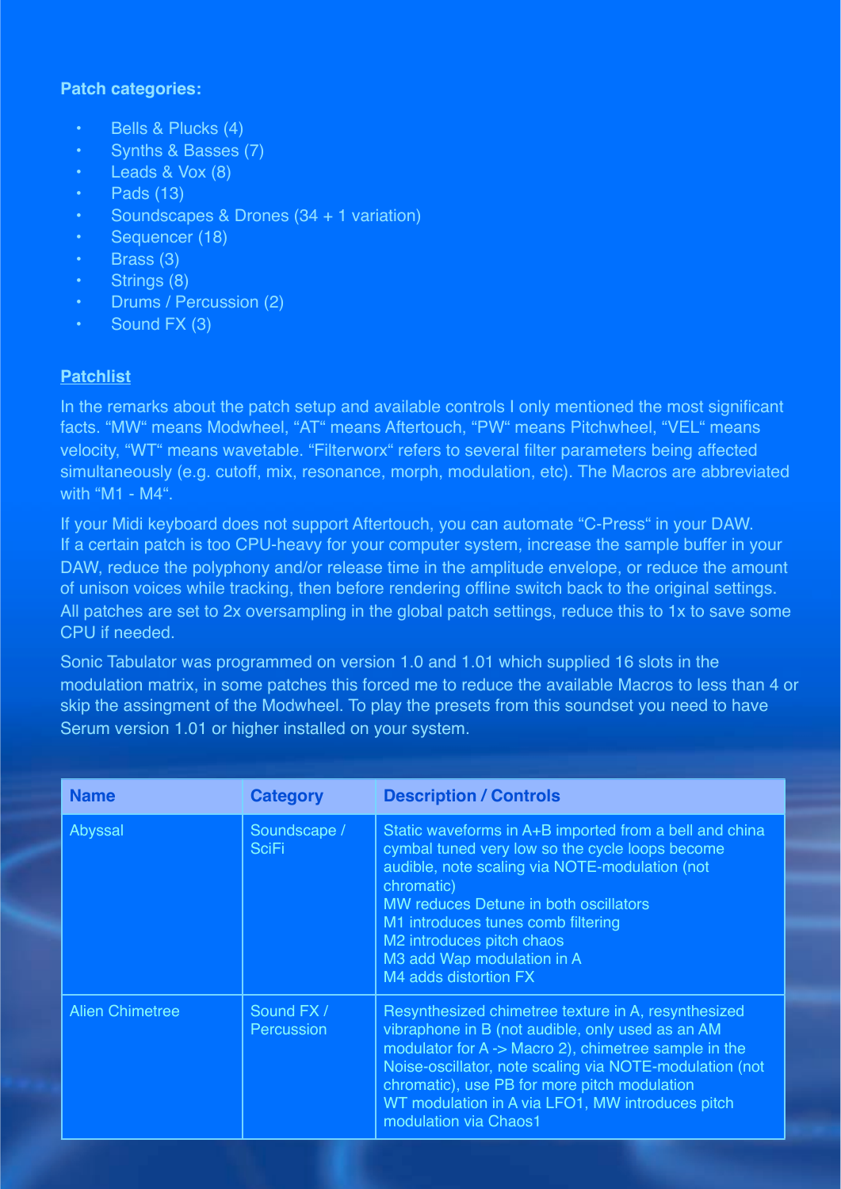**Patch categories:**

- Bells & Plucks (4)
- Synths & Basses (7)
- Leads & Vox (8)
- Pads (13)
- Soundscapes & Drones (34 + 1 variation)
- Sequencer (18)
- Brass (3)
- Strings (8)
- Drums / Percussion (2)
- Sound FX (3)

**Patchlist**

In the remarks about the patch setup and available controls I only mentioned the most significant facts. “MW“ means Modwheel, “AT“ means Aftertouch, “PW“ means Pitchwheel, “VEL“ means velocity, “WT“ means wavetable. “Filterworx“ refers to several filter parameters being affected simultaneously (e.g. cutoff, mix, resonance, morph, modulation, etc). The Macros are abbreviated with “M1 - M4“.

If your Midi keyboard does not support Aftertouch, you can automate “C-Press“ in your DAW. If a certain patch is too CPU-heavy for your computer system, increase the sample buffer in your DAW, reduce the polyphony and/or release time in the amplitude envelope, or reduce the amount of unison voices while tracking, then before rendering offline switch back to the original settings. All patches are set to 2x oversampling in the global patch settings, reduce this to 1x to save some CPU if needed.

Sonic Tabulator was programmed on version 1.0 and 1.01 which supplied 16 slots in the modulation matrix, in some patches this forced me to reduce the available Macros to less than 4 or skip the assingment of the Modwheel. To play the presets from this soundset you need to have Serum version 1.01 or higher installed on your system.

| Name | Category | Description / Controls |
|---|---|---|
| Abyssal | Soundscape / SciFi | Static waveforms in A+B imported from a bell and china cymbal tuned very low so the cycle loops become audible, note scaling via NOTE-modulation (not chromatic)<br>MW reduces Detune in both oscillators<br>M1 introduces tunes comb filtering<br>M2 introduces pitch chaos<br>M3 add Wap modulation in A<br>M4 adds distortion FX |
| Alien Chimetree | Sound FX / Percussion | Resynthesized chimetree texture in A, resynthesized vibraphone in B (not audible, only used as an AM modulator for A -> Macro 2), chimetree sample in the Noise-oscillator, note scaling via NOTE-modulation (not chromatic), use PB for more pitch modulation<br>WT modulation in A via LFO1, MW introduces pitch modulation via Chaos1 |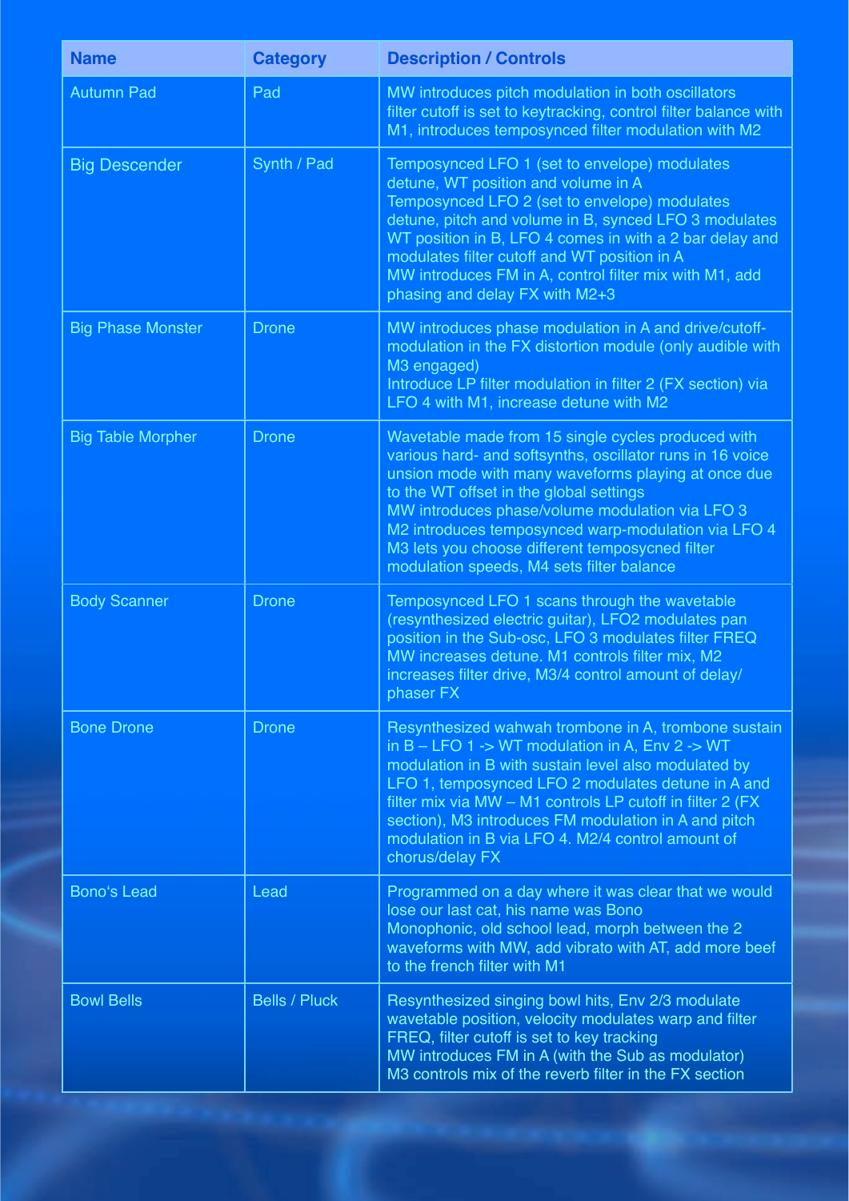| Name | Category | Description / Controls |
| --- | --- | --- |
| Autumn Pad | Pad | MW introduces pitch modulation in both oscillators filter cutoff is set to keytracking, control filter balance with M1, introduces temposynced filter modulation with M2 |
| Big Descender | Synth / Pad | Temposynced LFO 1 (set to envelope) modulates detune, WT position and volume in A Temposynced LFO 2 (set to envelope) modulates detune, pitch and volume in B, synced LFO 3 modulates WT position in B, LFO 4 comes in with a 2 bar delay and modulates filter cutoff and WT position in A MW introduces FM in A, control filter mix with M1, add phasing and delay FX with M2+3 |
| Big Phase Monster | Drone | MW introduces phase modulation in A and drive/cutoff-modulation in the FX distortion module (only audible with M3 engaged) Introduce LP filter modulation in filter 2 (FX section) via LFO 4 with M1, increase detune with M2 |
| Big Table Morpher | Drone | Wavetable made from 15 single cycles produced with various hard- and softsynths, oscillator runs in 16 voice unsion mode with many waveforms playing at once due to the WT offset in the global settings MW introduces phase/volume modulation via LFO 3 M2 introduces temposynced warp-modulation via LFO 4 M3 lets you choose different temposycned filter modulation speeds, M4 sets filter balance |
| Body Scanner | Drone | Temposynced LFO 1 scans through the wavetable (resynthesized electric guitar), LFO2 modulates pan position in the Sub-osc, LFO 3 modulates filter FREQ MW increases detune. M1 controls filter mix, M2 increases filter drive, M3/4 control amount of delay/ phaser FX |
| Bone Drone | Drone | Resynthesized wahwah trombone in A, trombone sustain in B – LFO 1 -> WT modulation in A, Env 2 -> WT modulation in B with sustain level also modulated by LFO 1, temposynced LFO 2 modulates detune in A and filter mix via MW – M1 controls LP cutoff in filter 2 (FX section), M3 introduces FM modulation in A and pitch modulation in B via LFO 4. M2/4 control amount of chorus/delay FX |
| Bono's Lead | Lead | Programmed on a day where it was clear that we would lose our last cat, his name was Bono Monophonic, old school lead, morph between the 2 waveforms with MW, add vibrato with AT, add more beef to the french filter with M1 |
| Bowl Bells | Bells / Pluck | Resynthesized singing bowl hits, Env 2/3 modulate wavetable position, velocity modulates warp and filter FREQ, filter cutoff is set to key tracking MW introduces FM in A (with the Sub as modulator) M3 controls mix of the reverb filter in the FX section |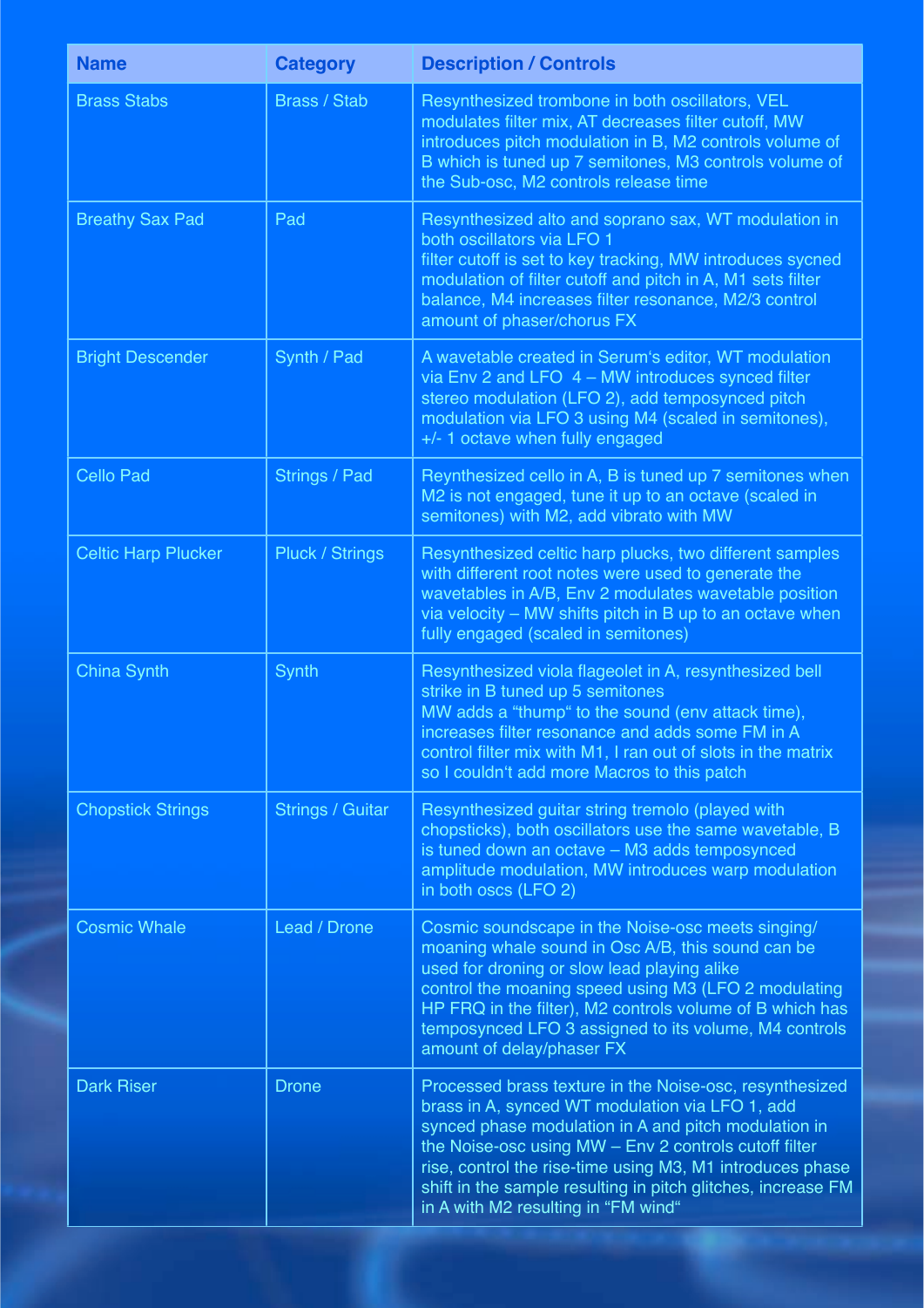| Name | Category | Description / Controls |
| --- | --- | --- |
| Brass Stabs | Brass / Stab | Resynthesized trombone in both oscillators, VEL modulates filter mix, AT decreases filter cutoff, MW introduces pitch modulation in B, M2 controls volume of B which is tuned up 7 semitones, M3 controls volume of the Sub-osc, M2 controls release time |
| Breathy Sax Pad | Pad | Resynthesized alto and soprano sax, WT modulation in both oscillators via LFO 1 filter cutoff is set to key tracking, MW introduces sycned modulation of filter cutoff and pitch in A, M1 sets filter balance, M4 increases filter resonance, M2/3 control amount of phaser/chorus FX |
| Bright Descender | Synth / Pad | A wavetable created in Serum's editor, WT modulation via Env 2 and LFO 4 – MW introduces synced filter stereo modulation (LFO 2), add temposynced pitch modulation via LFO 3 using M4 (scaled in semitones), +/- 1 octave when fully engaged |
| Cello Pad | Strings / Pad | Reynthesized cello in A, B is tuned up 7 semitones when M2 is not engaged, tune it up to an octave (scaled in semitones) with M2, add vibrato with MW |
| Celtic Harp Plucker | Pluck / Strings | Resynthesized celtic harp plucks, two different samples with different root notes were used to generate the wavetables in A/B, Env 2 modulates wavetable position via velocity – MW shifts pitch in B up to an octave when fully engaged (scaled in semitones) |
| China Synth | Synth | Resynthesized viola flageolet in A, resynthesized bell strike in B tuned up 5 semitones MW adds a "thump" to the sound (env attack time), increases filter resonance and adds some FM in A control filter mix with M1, I ran out of slots in the matrix so I couldn't add more Macros to this patch |
| Chopstick Strings | Strings / Guitar | Resynthesized guitar string tremolo (played with chopsticks), both oscillators use the same wavetable, B is tuned down an octave – M3 adds temposynced amplitude modulation, MW introduces warp modulation in both oscs (LFO 2) |
| Cosmic Whale | Lead / Drone | Cosmic soundscape in the Noise-osc meets singing/ moaning whale sound in Osc A/B, this sound can be used for droning or slow lead playing alike control the moaning speed using M3 (LFO 2 modulating HP FRQ in the filter), M2 controls volume of B which has temposynced LFO 3 assigned to its volume, M4 controls amount of delay/phaser FX |
| Dark Riser | Drone | Processed brass texture in the Noise-osc, resynthesized brass in A, synced WT modulation via LFO 1, add synced phase modulation in A and pitch modulation in the Noise-osc using MW – Env 2 controls cutoff filter rise, control the rise-time using M3, M1 introduces phase shift in the sample resulting in pitch glitches, increase FM in A with M2 resulting in "FM wind" |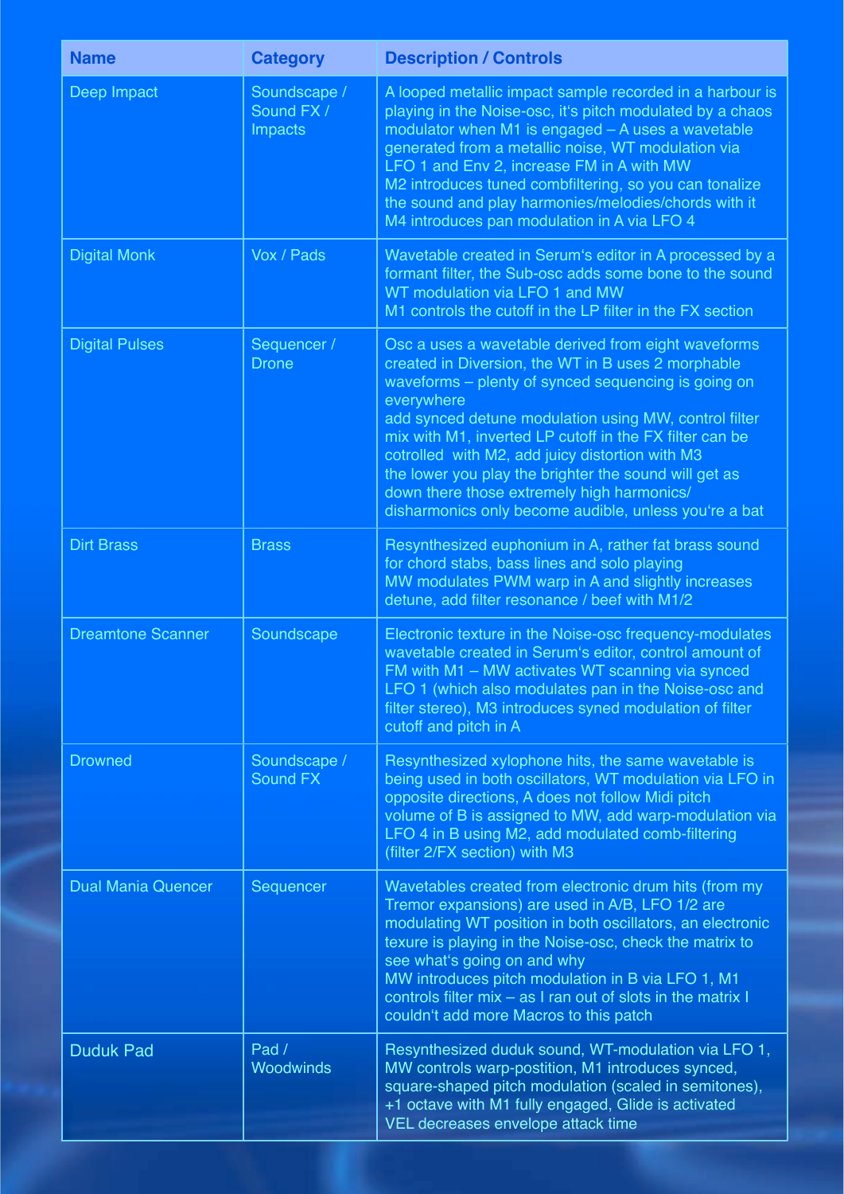| Name | Category | Description / Controls |
|---|---|---|
| Deep Impact | Soundscape / Sound FX / Impacts | A looped metallic impact sample recorded in a harbour is playing in the Noise-osc, it's pitch modulated by a chaos modulator when M1 is engaged – A uses a wavetable generated from a metallic noise, WT modulation via LFO 1 and Env 2, increase FM in A with MW M2 introduces tuned combfiltering, so you can tonalize the sound and play harmonies/melodies/chords with it M4 introduces pan modulation in A via LFO 4 |
| Digital Monk | Vox / Pads | Wavetable created in Serum's editor in A processed by a formant filter, the Sub-osc adds some bone to the sound WT modulation via LFO 1 and MW M1 controls the cutoff in the LP filter in the FX section |
| Digital Pulses | Sequencer / Drone | Osc a uses a wavetable derived from eight waveforms created in Diversion, the WT in B uses 2 morphable waveforms – plenty of synced sequencing is going on everywhere add synced detune modulation using MW, control filter mix with M1, inverted LP cutoff in the FX filter can be cotrolled with M2, add juicy distortion with M3 the lower you play the brighter the sound will get as down there those extremely high harmonics/ disharmonics only become audible, unless you're a bat |
| Dirt Brass | Brass | Resynthesized euphonium in A, rather fat brass sound for chord stabs, bass lines and solo playing MW modulates PWM warp in A and slightly increases detune, add filter resonance / beef with M1/2 |
| Dreamtone Scanner | Soundscape | Electronic texture in the Noise-osc frequency-modulates wavetable created in Serum's editor, control amount of FM with M1 – MW activates WT scanning via synced LFO 1 (which also modulates pan in the Noise-osc and filter stereo), M3 introduces syned modulation of filter cutoff and pitch in A |
| Drowned | Soundscape / Sound FX | Resynthesized xylophone hits, the same wavetable is being used in both oscillators, WT modulation via LFO in opposite directions, A does not follow Midi pitch volume of B is assigned to MW, add warp-modulation via LFO 4 in B using M2, add modulated comb-filtering (filter 2/FX section) with M3 |
| Dual Mania Quencer | Sequencer | Wavetables created from electronic drum hits (from my Tremor expansions) are used in A/B, LFO 1/2 are modulating WT position in both oscillators, an electronic texure is playing in the Noise-osc, check the matrix to see what's going on and why MW introduces pitch modulation in B via LFO 1, M1 controls filter mix – as I ran out of slots in the matrix I couldn't add more Macros to this patch |
| Duduk Pad | Pad / Woodwinds | Resynthesized duduk sound, WT-modulation via LFO 1, MW controls warp-postition, M1 introduces synced, square-shaped pitch modulation (scaled in semitones), +1 octave with M1 fully engaged, Glide is activated VEL decreases envelope attack time |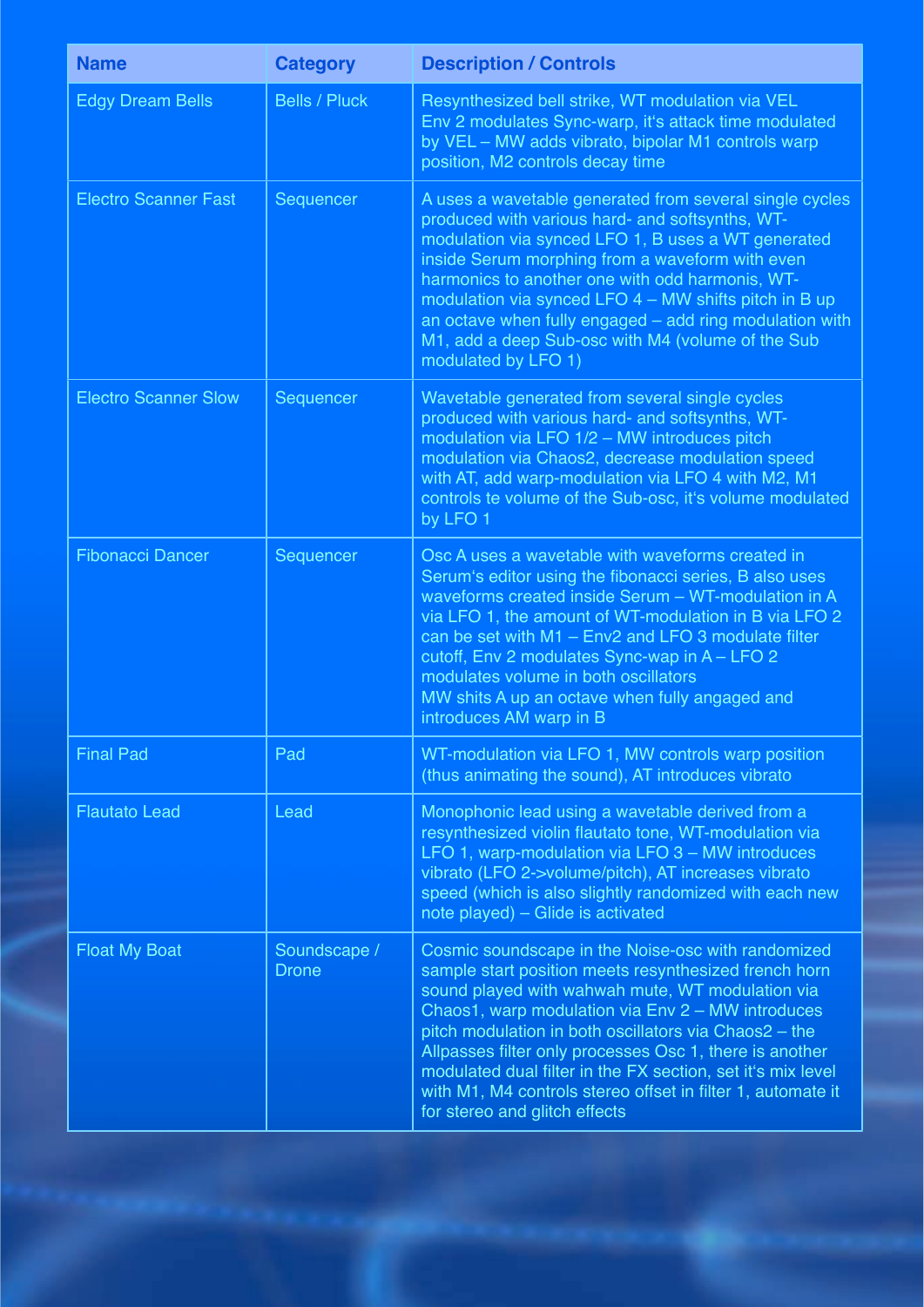| Name | Category | Description / Controls |
|---|---|---|
| Edgy Dream Bells | Bells / Pluck | Resynthesized bell strike, WT modulation via VEL Env 2 modulates Sync-warp, it's attack time modulated by VEL – MW adds vibrato, bipolar M1 controls warp position, M2 controls decay time |
| Electro Scanner Fast | Sequencer | A uses a wavetable generated from several single cycles produced with various hard- and softsynths, WT-modulation via synced LFO 1, B uses a WT generated inside Serum morphing from a waveform with even harmonics to another one with odd harmonis, WT-modulation via synced LFO 4 – MW shifts pitch in B up an octave when fully engaged – add ring modulation with M1, add a deep Sub-osc with M4 (volume of the Sub modulated by LFO 1) |
| Electro Scanner Slow | Sequencer | Wavetable generated from several single cycles produced with various hard- and softsynths, WT-modulation via LFO 1/2 – MW introduces pitch modulation via Chaos2, decrease modulation speed with AT, add warp-modulation via LFO 4 with M2, M1 controls te volume of the Sub-osc, it's volume modulated by LFO 1 |
| Fibonacci Dancer | Sequencer | Osc A uses a wavetable with waveforms created in Serum's editor using the fibonacci series, B also uses waveforms created inside Serum – WT-modulation in A via LFO 1, the amount of WT-modulation in B via LFO 2 can be set with M1 – Env2 and LFO 3 modulate filter cutoff, Env 2 modulates Sync-wap in A – LFO 2 modulates volume in both oscillators MW shits A up an octave when fully angaged and introduces AM warp in B |
| Final Pad | Pad | WT-modulation via LFO 1, MW controls warp position (thus animating the sound), AT introduces vibrato |
| Flautato Lead | Lead | Monophonic lead using a wavetable derived from a resynthesized violin flautato tone, WT-modulation via LFO 1, warp-modulation via LFO 3 – MW introduces vibrato (LFO 2->volume/pitch), AT increases vibrato speed (which is also slightly randomized with each new note played) – Glide is activated |
| Float My Boat | Soundscape / Drone | Cosmic soundscape in the Noise-osc with randomized sample start position meets resynthesized french horn sound played with wahwah mute, WT modulation via Chaos1, warp modulation via Env 2 – MW introduces pitch modulation in both oscillators via Chaos2 – the Allpasses filter only processes Osc 1, there is another modulated dual filter in the FX section, set it's mix level with M1, M4 controls stereo offset in filter 1, automate it for stereo and glitch effects |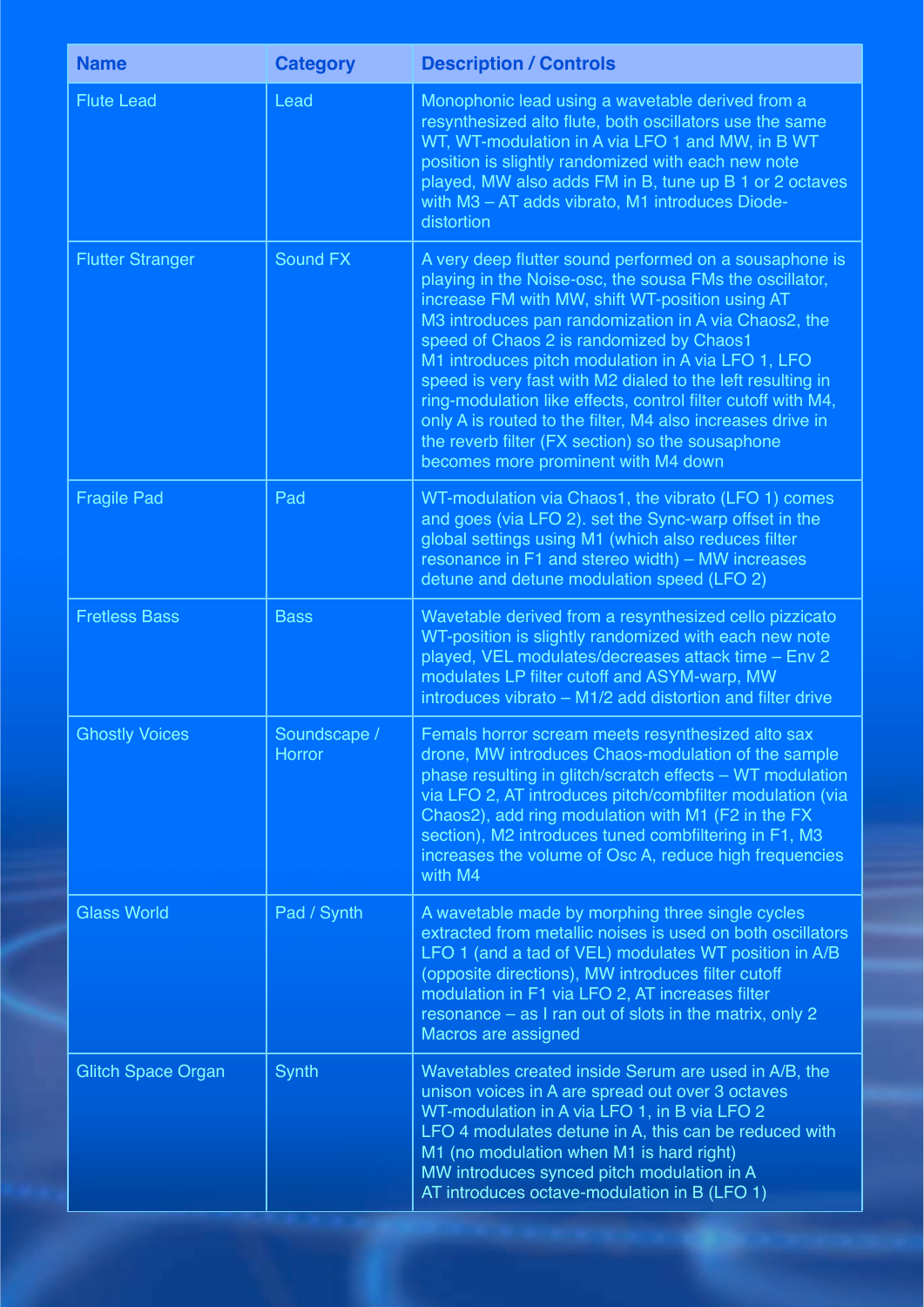| Name | Category | Description / Controls |
|---|---|---|
| Flute Lead | Lead | Monophonic lead using a wavetable derived from a resynthesized alto flute, both oscillators use the same WT, WT-modulation in A via LFO 1 and MW, in B WT position is slightly randomized with each new note played, MW also adds FM in B, tune up B 1 or 2 octaves with M3 – AT adds vibrato, M1 introduces Diode-distortion |
| Flutter Stranger | Sound FX | A very deep flutter sound performed on a sousaphone is playing in the Noise-osc, the sousa FMs the oscillator, increase FM with MW, shift WT-position using AT M3 introduces pan randomization in A via Chaos2, the speed of Chaos 2 is randomized by Chaos1 M1 introduces pitch modulation in A via LFO 1, LFO speed is very fast with M2 dialed to the left resulting in ring-modulation like effects, control filter cutoff with M4, only A is routed to the filter, M4 also increases drive in the reverb filter (FX section) so the sousaphone becomes more prominent with M4 down |
| Fragile Pad | Pad | WT-modulation via Chaos1, the vibrato (LFO 1) comes and goes (via LFO 2). set the Sync-warp offset in the global settings using M1 (which also reduces filter resonance in F1 and stereo width) – MW increases detune and detune modulation speed (LFO 2) |
| Fretless Bass | Bass | Wavetable derived from a resynthesized cello pizzicato WT-position is slightly randomized with each new note played, VEL modulates/decreases attack time – Env 2 modulates LP filter cutoff and ASYM-warp, MW introduces vibrato – M1/2 add distortion and filter drive |
| Ghostly Voices | Soundscape / Horror | Femals horror scream meets resynthesized alto sax drone, MW introduces Chaos-modulation of the sample phase resulting in glitch/scratch effects – WT modulation via LFO 2, AT introduces pitch/combfilter modulation (via Chaos2), add ring modulation with M1 (F2 in the FX section), M2 introduces tuned combfiltering in F1, M3 increases the volume of Osc A, reduce high frequencies with M4 |
| Glass World | Pad / Synth | A wavetable made by morphing three single cycles extracted from metallic noises is used on both oscillators LFO 1 (and a tad of VEL) modulates WT position in A/B (opposite directions), MW introduces filter cutoff modulation in F1 via LFO 2, AT increases filter resonance – as I ran out of slots in the matrix, only 2 Macros are assigned |
| Glitch Space Organ | Synth | Wavetables created inside Serum are used in A/B, the unison voices in A are spread out over 3 octaves WT-modulation in A via LFO 1, in B via LFO 2 LFO 4 modulates detune in A, this can be reduced with M1 (no modulation when M1 is hard right) MW introduces synced pitch modulation in A AT introduces octave-modulation in B (LFO 1) |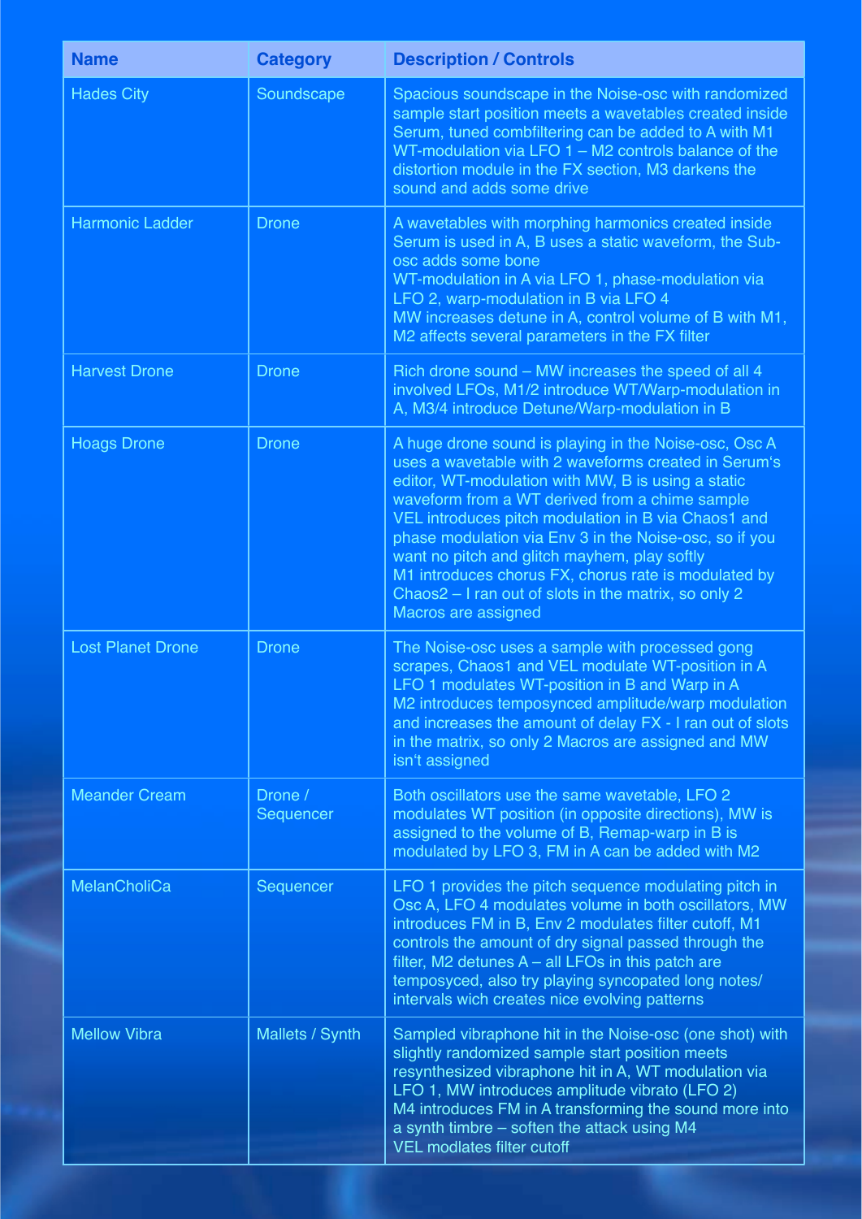| Name | Category | Description / Controls |
|---|---|---|
| Hades City | Soundscape | Spacious soundscape in the Noise-osc with randomized sample start position meets a wavetables created inside Serum, tuned combfiltering can be added to A with M1 WT-modulation via LFO 1 – M2 controls balance of the distortion module in the FX section, M3 darkens the sound and adds some drive |
| Harmonic Ladder | Drone | A wavetables with morphing harmonics created inside Serum is used in A, B uses a static waveform, the Sub-osc adds some bone<br>WT-modulation in A via LFO 1, phase-modulation via LFO 2, warp-modulation in B via LFO 4<br>MW increases detune in A, control volume of B with M1, M2 affects several parameters in the FX filter |
| Harvest Drone | Drone | Rich drone sound – MW increases the speed of all 4 involved LFOs, M1/2 introduce WT/Warp-modulation in A, M3/4 introduce Detune/Warp-modulation in B |
| Hoags Drone | Drone | A huge drone sound is playing in the Noise-osc, Osc A uses a wavetable with 2 waveforms created in Serum's editor, WT-modulation with MW, B is using a static waveform from a WT derived from a chime sample<br>VEL introduces pitch modulation in B via Chaos1 and phase modulation via Env 3 in the Noise-osc, so if you want no pitch and glitch mayhem, play softly<br>M1 introduces chorus FX, chorus rate is modulated by Chaos2 – I ran out of slots in the matrix, so only 2 Macros are assigned |
| Lost Planet Drone | Drone | The Noise-osc uses a sample with processed gong scrapes, Chaos1 and VEL modulate WT-position in A<br>LFO 1 modulates WT-position in B and Warp in A<br>M2 introduces temposynced amplitude/warp modulation and increases the amount of delay FX - I ran out of slots in the matrix, so only 2 Macros are assigned and MW isn't assigned |
| Meander Cream | Drone / Sequencer | Both oscillators use the same wavetable, LFO 2 modulates WT position (in opposite directions), MW is assigned to the volume of B, Remap-warp in B is modulated by LFO 3, FM in A can be added with M2 |
| MelanCholiCa | Sequencer | LFO 1 provides the pitch sequence modulating pitch in Osc A, LFO 4 modulates volume in both oscillators, MW introduces FM in B, Env 2 modulates filter cutoff, M1 controls the amount of dry signal passed through the filter, M2 detunes A – all LFOs in this patch are temposycned, also try playing syncopated long notes/ intervals wich creates nice evolving patterns |
| Mellow Vibra | Mallets / Synth | Sampled vibraphone hit in the Noise-osc (one shot) with slightly randomized sample start position meets resynthesized vibraphone hit in A, WT modulation via LFO 1, MW introduces amplitude vibrato (LFO 2)<br>M4 introduces FM in A transforming the sound more into a synth timbre – soften the attack using M4<br>VEL modlates filter cutoff |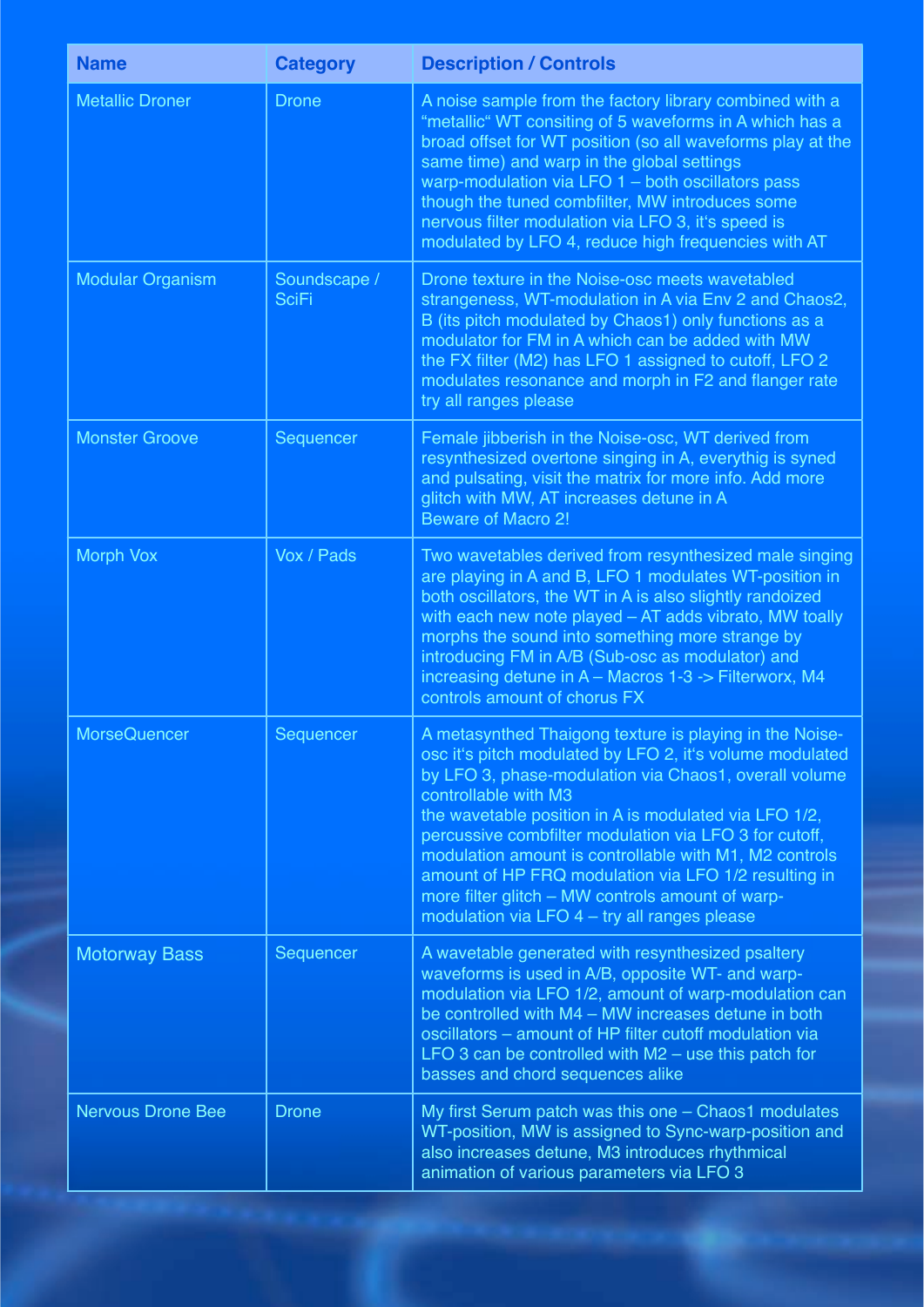| Name | Category | Description / Controls |
| --- | --- | --- |
| Metallic Droner | Drone | A noise sample from the factory library combined with a "metallic" WT consiting of 5 waveforms in A which has a broad offset for WT position (so all waveforms play at the same time) and warp in the global settings warp-modulation via LFO 1 – both oscillators pass though the tuned combfilter, MW introduces some nervous filter modulation via LFO 3, it's speed is modulated by LFO 4, reduce high frequencies with AT |
| Modular Organism | Soundscape / SciFi | Drone texture in the Noise-osc meets wavetabled strangeness, WT-modulation in A via Env 2 and Chaos2, B (its pitch modulated by Chaos1) only functions as a modulator for FM in A which can be added with MW the FX filter (M2) has LFO 1 assigned to cutoff, LFO 2 modulates resonance and morph in F2 and flanger rate try all ranges please |
| Monster Groove | Sequencer | Female jibberish in the Noise-osc, WT derived from resynthesized overtone singing in A, everythig is syned and pulsating, visit the matrix for more info. Add more glitch with MW, AT increases detune in A Beware of Macro 2! |
| Morph Vox | Vox / Pads | Two wavetables derived from resynthesized male singing are playing in A and B, LFO 1 modulates WT-position in both oscillators, the WT in A is also slightly randoized with each new note played – AT adds vibrato, MW toally morphs the sound into something more strange by introducing FM in A/B (Sub-osc as modulator) and increasing detune in A – Macros 1-3 -> Filterworx, M4 controls amount of chorus FX |
| MorseQuencer | Sequencer | A metasynthed Thaigong texture is playing in the Noise-osc it's pitch modulated by LFO 2, it's volume modulated by LFO 3, phase-modulation via Chaos1, overall volume controllable with M3 the wavetable position in A is modulated via LFO 1/2, percussive combfilter modulation via LFO 3 for cutoff, modulation amount is controllable with M1, M2 controls amount of HP FRQ modulation via LFO 1/2 resulting in more filter glitch – MW controls amount of warp-modulation via LFO 4 – try all ranges please |
| Motorway Bass | Sequencer | A wavetable generated with resynthesized psaltery waveforms is used in A/B, opposite WT- and warp-modulation via LFO 1/2, amount of warp-modulation can be controlled with M4 – MW increases detune in both oscillators – amount of HP filter cutoff modulation via LFO 3 can be controlled with M2 – use this patch for basses and chord sequences alike |
| Nervous Drone Bee | Drone | My first Serum patch was this one – Chaos1 modulates WT-position, MW is assigned to Sync-warp-position and also increases detune, M3 introduces rhythmical animation of various parameters via LFO 3 |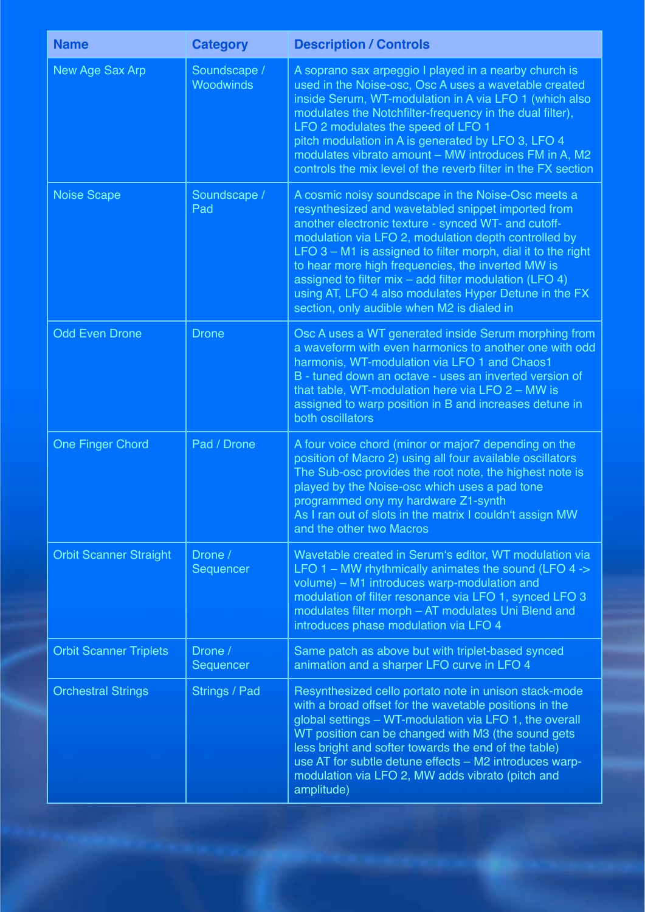| Name | Category | Description / Controls |
| --- | --- | --- |
| New Age Sax Arp | Soundscape / Woodwinds | A soprano sax arpeggio I played in a nearby church is used in the Noise-osc, Osc A uses a wavetable created inside Serum, WT-modulation in A via LFO 1 (which also modulates the Notchfilter-frequency in the dual filter), LFO 2 modulates the speed of LFO 1 pitch modulation in A is generated by LFO 3, LFO 4 modulates vibrato amount – MW introduces FM in A, M2 controls the mix level of the reverb filter in the FX section |
| Noise Scape | Soundscape / Pad | A cosmic noisy soundscape in the Noise-Osc meets a resynthesized and wavetabled snippet imported from another electronic texture - synced WT- and cutoff-modulation via LFO 2, modulation depth controlled by LFO 3 – M1 is assigned to filter morph, dial it to the right to hear more high frequencies, the inverted MW is assigned to filter mix – add filter modulation (LFO 4) using AT, LFO 4 also modulates Hyper Detune in the FX section, only audible when M2 is dialed in |
| Odd Even Drone | Drone | Osc A uses a WT generated inside Serum morphing from a waveform with even harmonics to another one with odd harmonis, WT-modulation via LFO 1 and Chaos1 B - tuned down an octave - uses an inverted version of that table, WT-modulation here via LFO 2 – MW is assigned to warp position in B and increases detune in both oscillators |
| One Finger Chord | Pad / Drone | A four voice chord (minor or major7 depending on the position of Macro 2) using all four available oscillators The Sub-osc provides the root note, the highest note is played by the Noise-osc which uses a pad tone programmed ony my hardware Z1-synth As I ran out of slots in the matrix I couldn‘t assign MW and the other two Macros |
| Orbit Scanner Straight | Drone / Sequencer | Wavetable created in Serum‘s editor, WT modulation via LFO 1 – MW rhythmically animates the sound (LFO 4 -> volume) – M1 introduces warp-modulation and modulation of filter resonance via LFO 1, synced LFO 3 modulates filter morph – AT modulates Uni Blend and introduces phase modulation via LFO 4 |
| Orbit Scanner Triplets | Drone / Sequencer | Same patch as above but with triplet-based synced animation and a sharper LFO curve in LFO 4 |
| Orchestral Strings | Strings / Pad | Resynthesized cello portato note in unison stack-mode with a broad offset for the wavetable positions in the global settings – WT-modulation via LFO 1, the overall WT position can be changed with M3 (the sound gets less bright and softer towards the end of the table) use AT for subtle detune effects – M2 introduces warp-modulation via LFO 2, MW adds vibrato (pitch and amplitude) |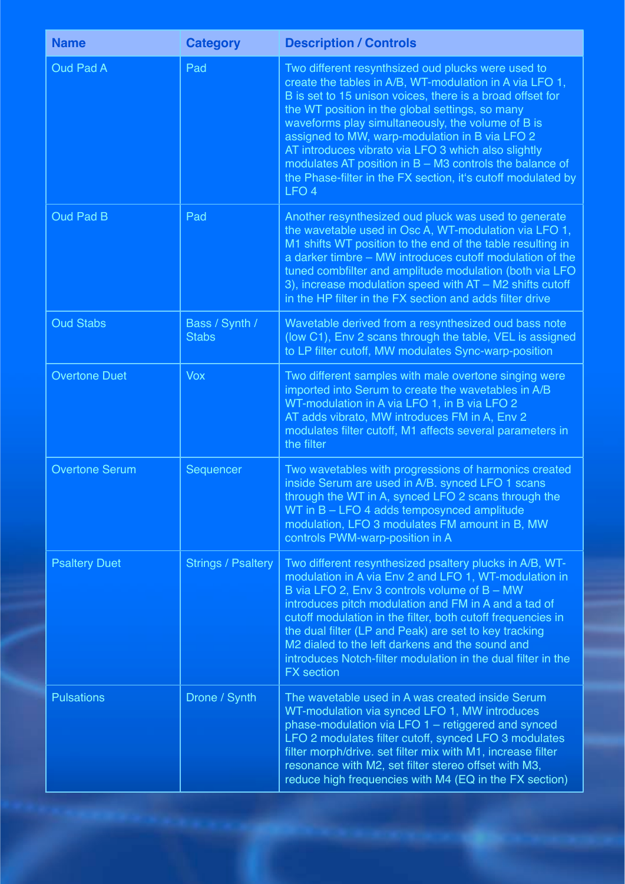| Name | Category | Description / Controls |
|---|---|---|
| Oud Pad A | Pad | Two different resynthsized oud plucks were used to create the tables in A/B, WT-modulation in A via LFO 1, B is set to 15 unison voices, there is a broad offset for the WT position in the global settings, so many waveforms play simultaneously, the volume of B is assigned to MW, warp-modulation in B via LFO 2 AT introduces vibrato via LFO 3 which also slightly modulates AT position in B – M3 controls the balance of the Phase-filter in the FX section, it's cutoff modulated by LFO 4 |
| Oud Pad B | Pad | Another resynthesized oud pluck was used to generate the wavetable used in Osc A, WT-modulation via LFO 1, M1 shifts WT position to the end of the table resulting in a darker timbre – MW introduces cutoff modulation of the tuned combfilter and amplitude modulation (both via LFO 3), increase modulation speed with AT – M2 shifts cutoff in the HP filter in the FX section and adds filter drive |
| Oud Stabs | Bass / Synth / Stabs | Wavetable derived from a resynthesized oud bass note (low C1), Env 2 scans through the table, VEL is assigned to LP filter cutoff, MW modulates Sync-warp-position |
| Overtone Duet | Vox | Two different samples with male overtone singing were imported into Serum to create the wavetables in A/B WT-modulation in A via LFO 1, in B via LFO 2 AT adds vibrato, MW introduces FM in A, Env 2 modulates filter cutoff, M1 affects several parameters in the filter |
| Overtone Serum | Sequencer | Two wavetables with progressions of harmonics created inside Serum are used in A/B. synced LFO 1 scans through the WT in A, synced LFO 2 scans through the WT in B – LFO 4 adds temposynced amplitude modulation, LFO 3 modulates FM amount in B, MW controls PWM-warp-position in A |
| Psaltery Duet | Strings / Psaltery | Two different resynthesized psaltery plucks in A/B, WT-modulation in A via Env 2 and LFO 1, WT-modulation in B via LFO 2, Env 3 controls volume of B – MW introduces pitch modulation and FM in A and a tad of cutoff modulation in the filter, both cutoff frequencies in the dual filter (LP and Peak) are set to key tracking M2 dialed to the left darkens and the sound and introduces Notch-filter modulation in the dual filter in the FX section |
| Pulsations | Drone / Synth | The wavetable used in A was created inside Serum WT-modulation via synced LFO 1, MW introduces phase-modulation via LFO 1 – retiggered and synced LFO 2 modulates filter cutoff, synced LFO 3 modulates filter morph/drive. set filter mix with M1, increase filter resonance with M2, set filter stereo offset with M3, reduce high frequencies with M4 (EQ in the FX section) |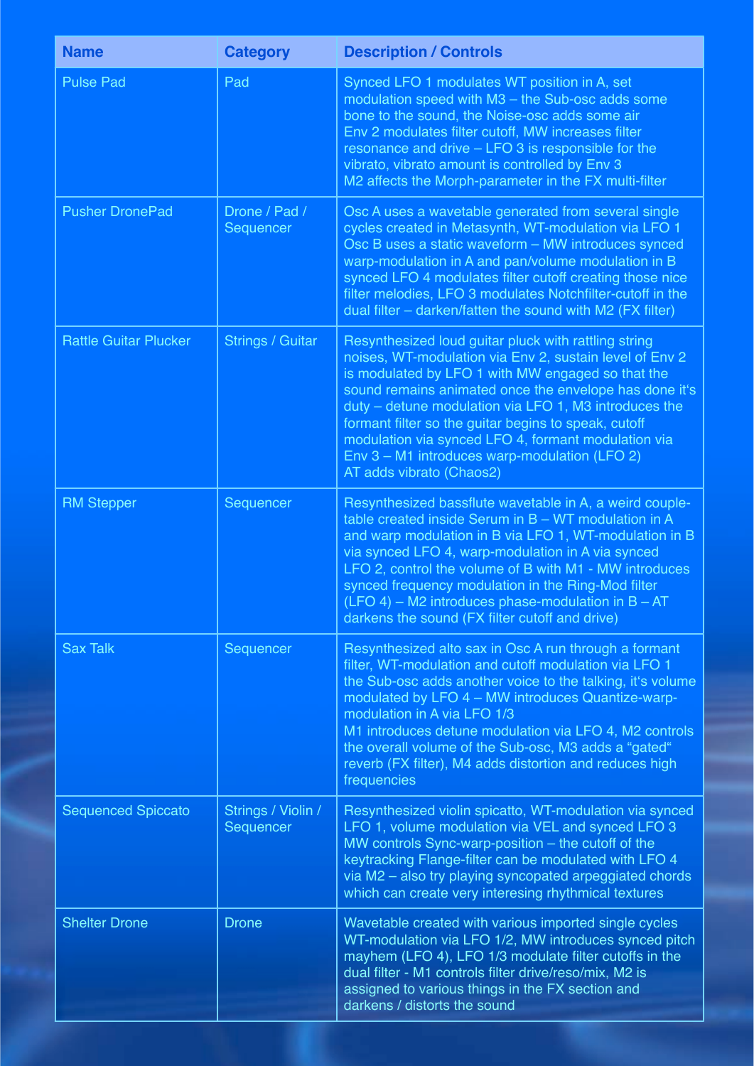| Name | Category | Description / Controls |
| --- | --- | --- |
| Pulse Pad | Pad | Synced LFO 1 modulates WT position in A, set modulation speed with M3 – the Sub-osc adds some bone to the sound, the Noise-osc adds some air Env 2 modulates filter cutoff, MW increases filter resonance and drive – LFO 3 is responsible for the vibrato, vibrato amount is controlled by Env 3 M2 affects the Morph-parameter in the FX multi-filter |
| Pusher DronePad | Drone / Pad / Sequencer | Osc A uses a wavetable generated from several single cycles created in Metasynth, WT-modulation via LFO 1 Osc B uses a static waveform – MW introduces synced warp-modulation in A and pan/volume modulation in B synced LFO 4 modulates filter cutoff creating those nice filter melodies, LFO 3 modulates Notchfilter-cutoff in the dual filter – darken/fatten the sound with M2 (FX filter) |
| Rattle Guitar Plucker | Strings / Guitar | Resynthesized loud guitar pluck with rattling string noises, WT-modulation via Env 2, sustain level of Env 2 is modulated by LFO 1 with MW engaged so that the sound remains animated once the envelope has done it's duty – detune modulation via LFO 1, M3 introduces the formant filter so the guitar begins to speak, cutoff modulation via synced LFO 4, formant modulation via Env 3 – M1 introduces warp-modulation (LFO 2) AT adds vibrato (Chaos2) |
| RM Stepper | Sequencer | Resynthesized bassflute wavetable in A, a weird couple-table created inside Serum in B – WT modulation in A and warp modulation in B via LFO 1, WT-modulation in B via synced LFO 4, warp-modulation in A via synced LFO 2, control the volume of B with M1 - MW introduces synced frequency modulation in the Ring-Mod filter (LFO 4) – M2 introduces phase-modulation in B – AT darkens the sound (FX filter cutoff and drive) |
| Sax Talk | Sequencer | Resynthesized alto sax in Osc A run through a formant filter, WT-modulation and cutoff modulation via LFO 1 the Sub-osc adds another voice to the talking, it's volume modulated by LFO 4 – MW introduces Quantize-warp-modulation in A via LFO 1/3 M1 introduces detune modulation via LFO 4, M2 controls the overall volume of the Sub-osc, M3 adds a "gated" reverb (FX filter), M4 adds distortion and reduces high frequencies |
| Sequenced Spiccato | Strings / Violin / Sequencer | Resynthesized violin spicatto, WT-modulation via synced LFO 1, volume modulation via VEL and synced LFO 3 MW controls Sync-warp-position – the cutoff of the keytracking Flange-filter can be modulated with LFO 4 via M2 – also try playing syncopated arpeggiated chords which can create very interesing rhythmical textures |
| Shelter Drone | Drone | Wavetable created with various imported single cycles WT-modulation via LFO 1/2, MW introduces synced pitch mayhem (LFO 4), LFO 1/3 modulate filter cutoffs in the dual filter - M1 controls filter drive/reso/mix, M2 is assigned to various things in the FX section and darkens / distorts the sound |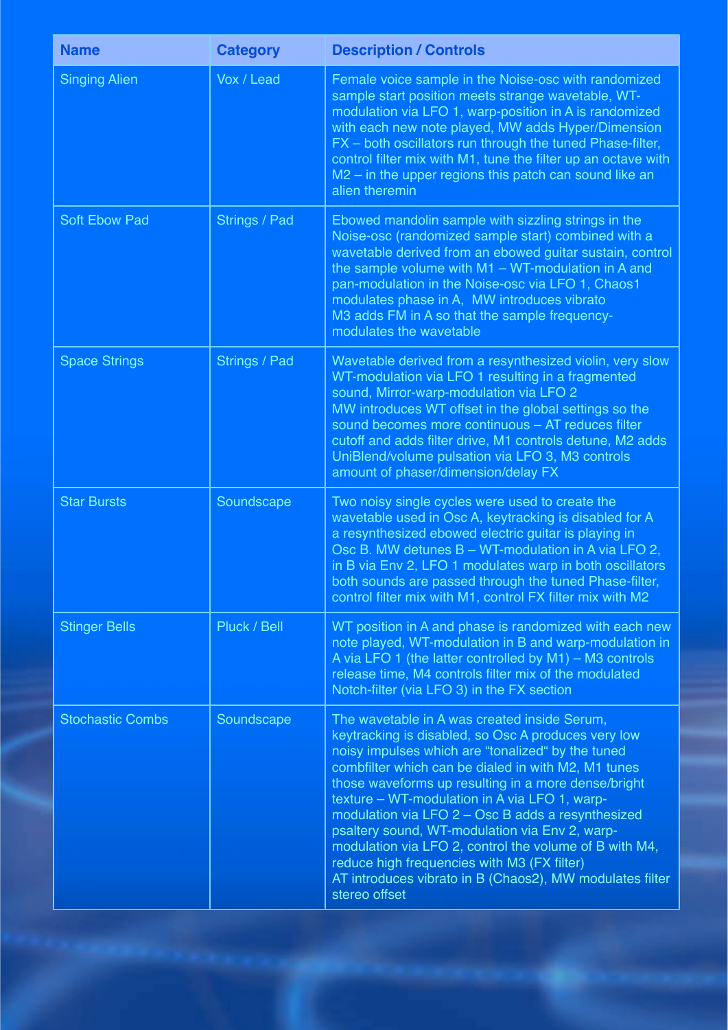| Name | Category | Description / Controls |
|---|---|---|
| Singing Alien | Vox / Lead | Female voice sample in the Noise-osc with randomized sample start position meets strange wavetable, WT-modulation via LFO 1, warp-position in A is randomized with each new note played, MW adds Hyper/Dimension FX – both oscillators run through the tuned Phase-filter, control filter mix with M1, tune the filter up an octave with M2 – in the upper regions this patch can sound like an alien theremin |
| Soft Ebow Pad | Strings / Pad | Ebowed mandolin sample with sizzling strings in the Noise-osc (randomized sample start) combined with a wavetable derived from an ebowed guitar sustain, control the sample volume with M1 – WT-modulation in A and pan-modulation in the Noise-osc via LFO 1, Chaos1 modulates phase in A, MW introduces vibrato M3 adds FM in A so that the sample frequency-modulates the wavetable |
| Space Strings | Strings / Pad | Wavetable derived from a resynthesized violin, very slow WT-modulation via LFO 1 resulting in a fragmented sound, Mirror-warp-modulation via LFO 2 MW introduces WT offset in the global settings so the sound becomes more continuous – AT reduces filter cutoff and adds filter drive, M1 controls detune, M2 adds UniBlend/volume pulsation via LFO 3, M3 controls amount of phaser/dimension/delay FX |
| Star Bursts | Soundscape | Two noisy single cycles were used to create the wavetable used in Osc A, keytracking is disabled for A a resynthesized ebowed electric guitar is playing in Osc B. MW detunes B – WT-modulation in A via LFO 2, in B via Env 2, LFO 1 modulates warp in both oscillators both sounds are passed through the tuned Phase-filter, control filter mix with M1, control FX filter mix with M2 |
| Stinger Bells | Pluck / Bell | WT position in A and phase is randomized with each new note played, WT-modulation in B and warp-modulation in A via LFO 1 (the latter controlled by M1) – M3 controls release time, M4 controls filter mix of the modulated Notch-filter (via LFO 3) in the FX section |
| Stochastic Combs | Soundscape | The wavetable in A was created inside Serum, keytracking is disabled, so Osc A produces very low noisy impulses which are "tonalized" by the tuned combfilter which can be dialed in with M2, M1 tunes those waveforms up resulting in a more dense/bright texture – WT-modulation in A via LFO 1, warp-modulation via LFO 2 – Osc B adds a resynthesized psaltery sound, WT-modulation via Env 2, warp-modulation via LFO 2, control the volume of B with M4, reduce high frequencies with M3 (FX filter) AT introduces vibrato in B (Chaos2), MW modulates filter stereo offset |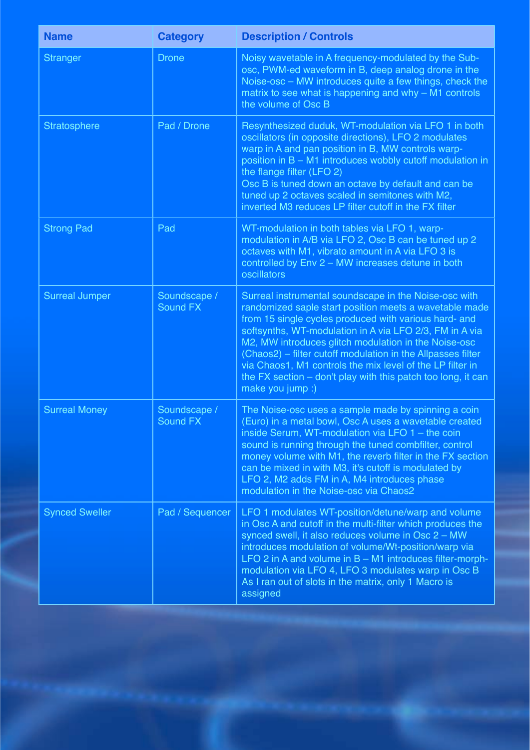| Name | Category | Description / Controls |
| --- | --- | --- |
| Stranger | Drone | Noisy wavetable in A frequency-modulated by the Sub-osc, PWM-ed waveform in B, deep analog drone in the Noise-osc – MW introduces quite a few things, check the matrix to see what is happening and why – M1 controls the volume of Osc B |
| Stratosphere | Pad / Drone | Resynthesized duduk, WT-modulation via LFO 1 in both oscillators (in opposite directions), LFO 2 modulates warp in A and pan position in B, MW controls warp-position in B – M1 introduces wobbly cutoff modulation in the flange filter (LFO 2)<br>Osc B is tuned down an octave by default and can be tuned up 2 octaves scaled in semitones with M2, inverted M3 reduces LP filter cutoff in the FX filter |
| Strong Pad | Pad | WT-modulation in both tables via LFO 1, warp-modulation in A/B via LFO 2, Osc B can be tuned up 2 octaves with M1, vibrato amount in A via LFO 3 is controlled by Env 2 – MW increases detune in both oscillators |
| Surreal Jumper | Soundscape / Sound FX | Surreal instrumental soundscape in the Noise-osc with randomized saple start position meets a wavetable made from 15 single cycles produced with various hard- and softsynths, WT-modulation in A via LFO 2/3, FM in A via M2, MW introduces glitch modulation in the Noise-osc (Chaos2) – filter cutoff modulation in the Allpasses filter via Chaos1, M1 controls the mix level of the LP filter in the FX section – don't play with this patch too long, it can make you jump :) |
| Surreal Money | Soundscape / Sound FX | The Noise-osc uses a sample made by spinning a coin (Euro) in a metal bowl, Osc A uses a wavetable created inside Serum, WT-modulation via LFO 1 – the coin sound is running through the tuned combfilter, control money volume with M1, the reverb filter in the FX section can be mixed in with M3, it's cutoff is modulated by LFO 2, M2 adds FM in A, M4 introduces phase modulation in the Noise-osc via Chaos2 |
| Synced Sweller | Pad / Sequencer | LFO 1 modulates WT-position/detune/warp and volume in Osc A and cutoff in the multi-filter which produces the synced swell, it also reduces volume in Osc 2 – MW introduces modulation of volume/Wt-position/warp via LFO 2 in A and volume in B – M1 introduces filter-morph-modulation via LFO 4, LFO 3 modulates warp in Osc B<br>As I ran out of slots in the matrix, only 1 Macro is assigned |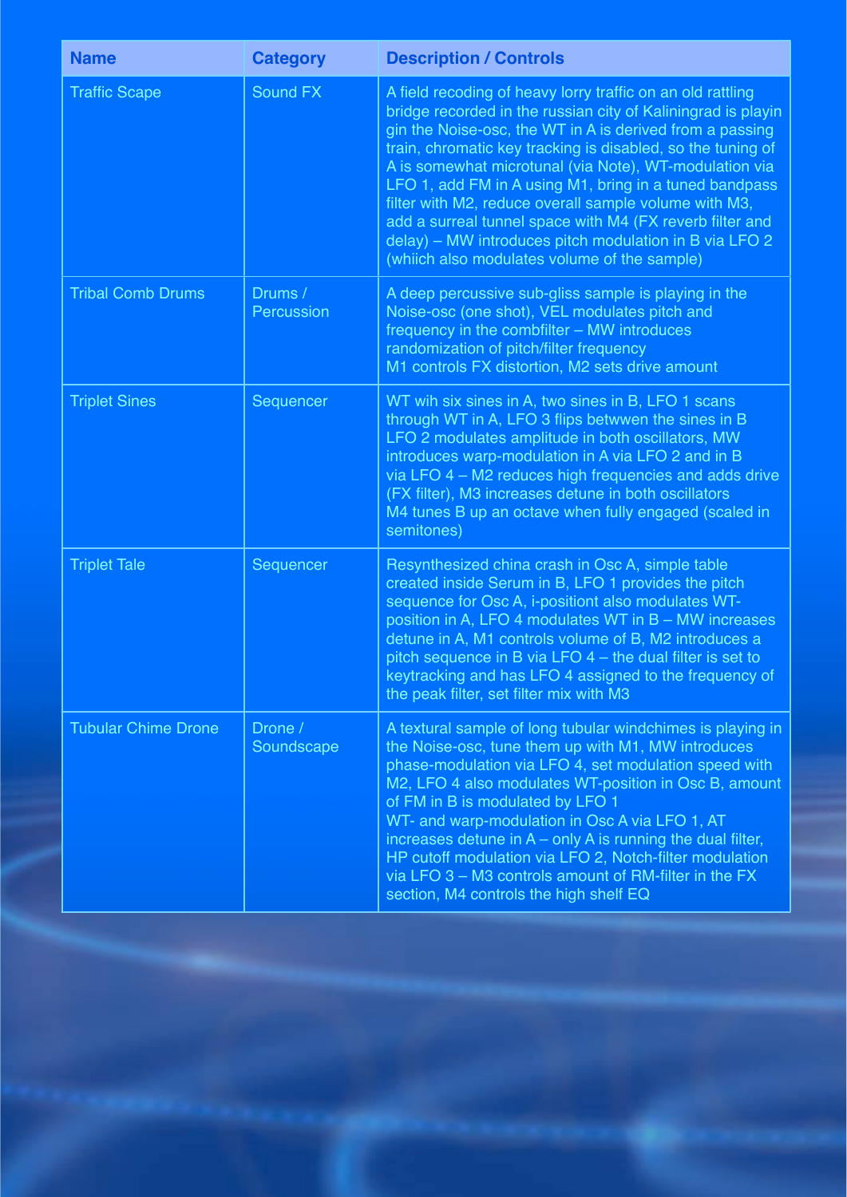| Name | Category | Description / Controls |
| --- | --- | --- |
| Traffic Scape | Sound FX | A field recoding of heavy lorry traffic on an old rattling bridge recorded in the russian city of Kaliningrad is playin gin the Noise-osc, the WT in A is derived from a passing train, chromatic key tracking is disabled, so the tuning of A is somewhat microtunal (via Note), WT-modulation via LFO 1, add FM in A using M1, bring in a tuned bandpass filter with M2, reduce overall sample volume with M3, add a surreal tunnel space with M4 (FX reverb filter and delay) – MW introduces pitch modulation in B via LFO 2 (whiich also modulates volume of the sample) |
| Tribal Comb Drums | Drums / Percussion | A deep percussive sub-gliss sample is playing in the Noise-osc (one shot), VEL modulates pitch and frequency in the combfilter – MW introduces randomization of pitch/filter frequency M1 controls FX distortion, M2 sets drive amount |
| Triplet Sines | Sequencer | WT wih six sines in A, two sines in B, LFO 1 scans through WT in A, LFO 3 flips betwwen the sines in B LFO 2 modulates amplitude in both oscillators, MW introduces warp-modulation in A via LFO 2 and in B via LFO 4 – M2 reduces high frequencies and adds drive (FX filter), M3 increases detune in both oscillators M4 tunes B up an octave when fully engaged (scaled in semitones) |
| Triplet Tale | Sequencer | Resynthesized china crash in Osc A, simple table created inside Serum in B, LFO 1 provides the pitch sequence for Osc A, i-positiont also modulates WT-position in A, LFO 4 modulates WT in B – MW increases detune in A, M1 controls volume of B, M2 introduces a pitch sequence in B via LFO 4 – the dual filter is set to keytracking and has LFO 4 assigned to the frequency of the peak filter, set filter mix with M3 |
| Tubular Chime Drone | Drone / Soundscape | A textural sample of long tubular windchimes is playing in the Noise-osc, tune them up with M1, MW introduces phase-modulation via LFO 4, set modulation speed with M2, LFO 4 also modulates WT-position in Osc B, amount of FM in B is modulated by LFO 1 WT- and warp-modulation in Osc A via LFO 1, AT increases detune in A – only A is running the dual filter, HP cutoff modulation via LFO 2, Notch-filter modulation via LFO 3 – M3 controls amount of RM-filter in the FX section, M4 controls the high shelf EQ |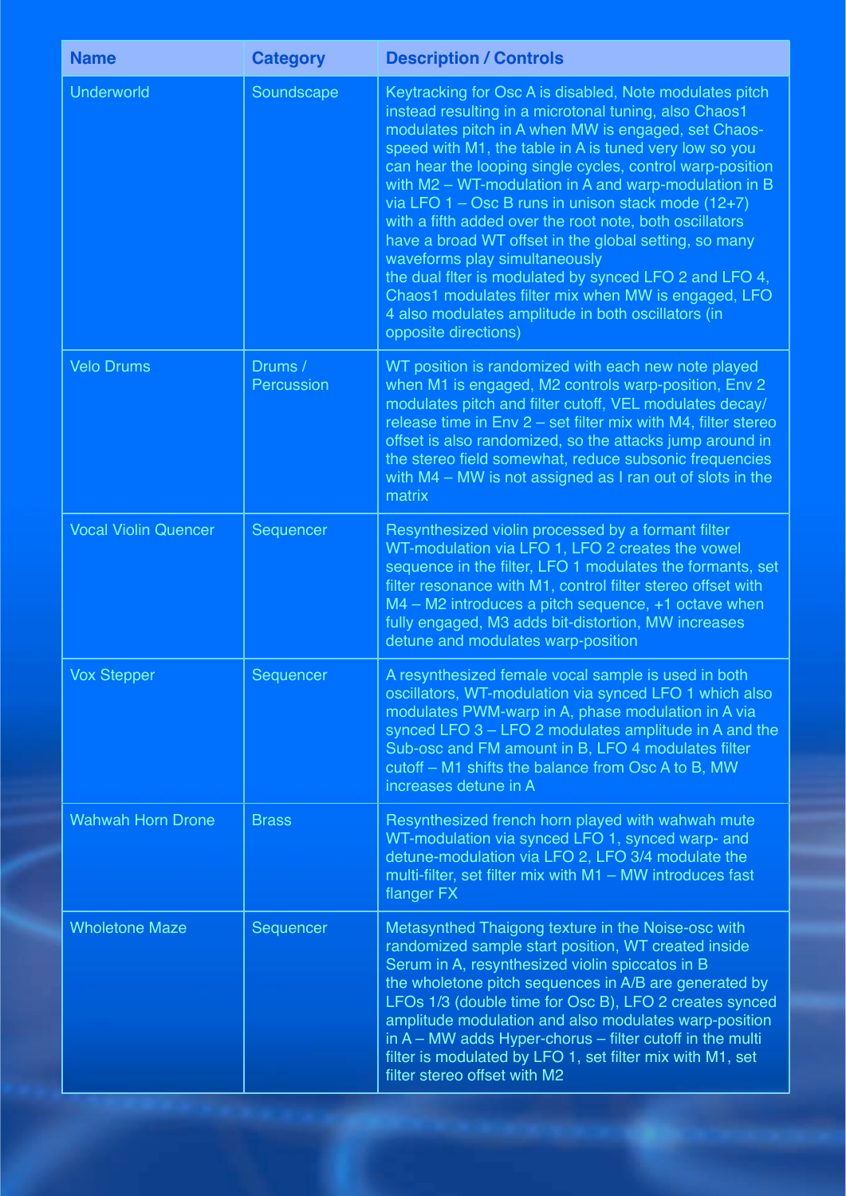| Name | Category | Description / Controls |
|---|---|---|
| Underworld | Soundscape | Keytracking for Osc A is disabled, Note modulates pitch instead resulting in a microtonal tuning, also Chaos1 modulates pitch in A when MW is engaged, set Chaos-speed with M1, the table in A is tuned very low so you can hear the looping single cycles, control warp-position with M2 – WT-modulation in A and warp-modulation in B via LFO 1 – Osc B runs in unison stack mode (12+7) with a fifth added over the root note, both oscillators have a broad WT offset in the global setting, so many waveforms play simultaneously the dual flter is modulated by synced LFO 2 and LFO 4, Chaos1 modulates filter mix when MW is engaged, LFO 4 also modulates amplitude in both oscillators (in opposite directions) |
| Velo Drums | Drums / Percussion | WT position is randomized with each new note played when M1 is engaged, M2 controls warp-position, Env 2 modulates pitch and filter cutoff, VEL modulates decay/release time in Env 2 – set filter mix with M4, filter stereo offset is also randomized, so the attacks jump around in the stereo field somewhat, reduce subsonic frequencies with M4 – MW is not assigned as I ran out of slots in the matrix |
| Vocal Violin Quencer | Sequencer | Resynthesized violin processed by a formant filter WT-modulation via LFO 1, LFO 2 creates the vowel sequence in the filter, LFO 1 modulates the formants, set filter resonance with M1, control filter stereo offset with M4 – M2 introduces a pitch sequence, +1 octave when fully engaged, M3 adds bit-distortion, MW increases detune and modulates warp-position |
| Vox Stepper | Sequencer | A resynthesized female vocal sample is used in both oscillators, WT-modulation via synced LFO 1 which also modulates PWM-warp in A, phase modulation in A via synced LFO 3 – LFO 2 modulates amplitude in A and the Sub-osc and FM amount in B, LFO 4 modulates filter cutoff – M1 shifts the balance from Osc A to B, MW increases detune in A |
| Wahwah Horn Drone | Brass | Resynthesized french horn played with wahwah mute WT-modulation via synced LFO 1, synced warp- and detune-modulation via LFO 2, LFO 3/4 modulate the multi-filter, set filter mix with M1 – MW introduces fast flanger FX |
| Wholetone Maze | Sequencer | Metasynthed Thaigong texture in the Noise-osc with randomized sample start position, WT created inside Serum in A, resynthesized violin spiccatos in B the wholetone pitch sequences in A/B are generated by LFOs 1/3 (double time for Osc B), LFO 2 creates synced amplitude modulation and also modulates warp-position in A – MW adds Hyper-chorus – filter cutoff in the multi filter is modulated by LFO 1, set filter mix with M1, set filter stereo offset with M2 |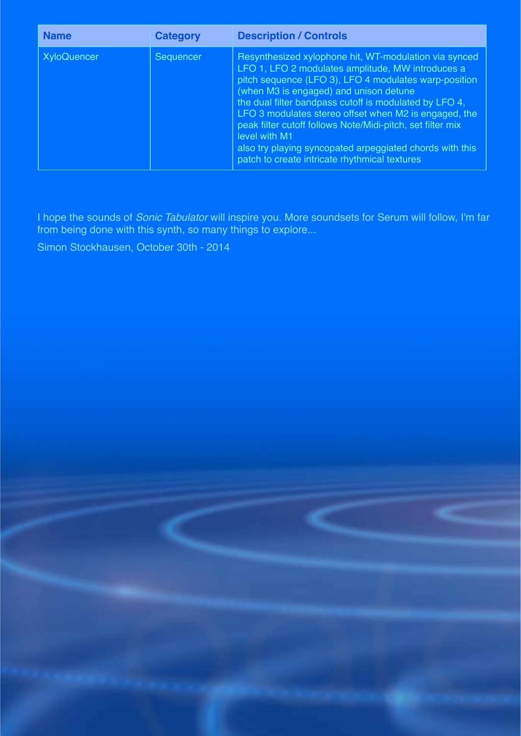| Name | Category | Description / Controls |
|---|---|---|
| XyloQuencer | Sequencer | Resynthesized xylophone hit, WT-modulation via synced LFO 1, LFO 2 modulates amplitude, MW introduces a pitch sequence (LFO 3), LFO 4 modulates warp-position (when M3 is engaged) and unison detune<br>the dual filter bandpass cutoff is modulated by LFO 4, LFO 3 modulates stereo offset when M2 is engaged, the peak filter cutoff follows Note/Midi-pitch, set filter mix level with M1<br>also try playing syncopated arpeggiated chords with this patch to create intricate rhythmical textures |

I hope the sounds of *Sonic Tabulator* will inspire you. More soundsets for Serum will follow, I'm far from being done with this synth, so many things to explore...

Simon Stockhausen, October 30th - 2014